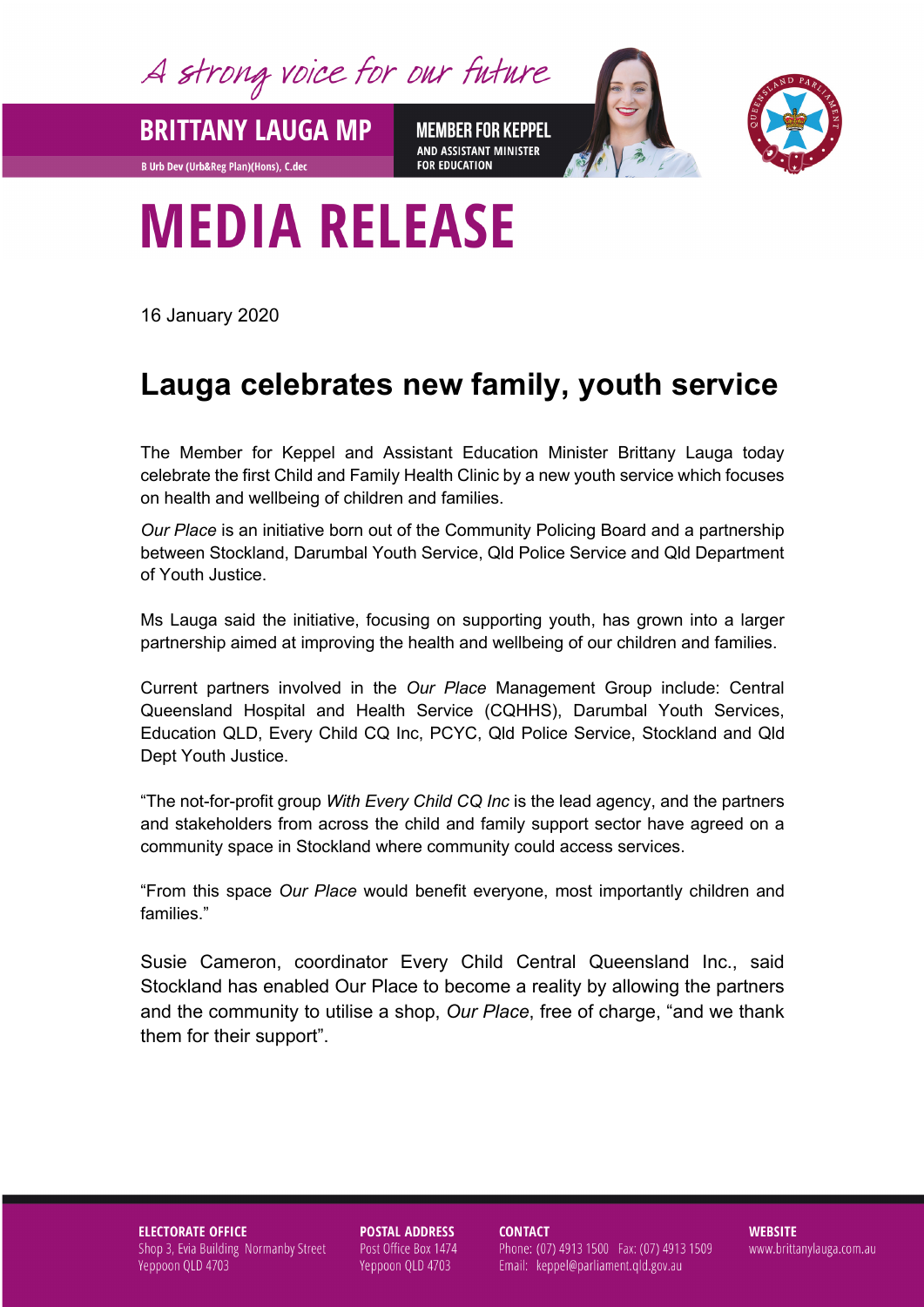# MEDIA RELEASE

16 January 2020

## Lauga celebrates new family, youth service

The Member for Keppel and Assistant Education Minister Brittany Lauga today celebrate the first Child and Family Health Clinic by a new youth service which focuses on health and wellbeing of children and families.

*Our Place* is an initiative born out of the Community Policing Board and a partnership between Stockland, Darumbal Youth Service, Qld Police Service and Qld Department of Youth Justice.

Ms Lauga said the initiative, focusing on supporting youth, has grown into a larger partnership aimed at improving the health and wellbeing of our children and families.

Current partners involved in the *Our Place* Management Group include: Central Queensland Hospital and Health Service (CQHHS), Darumbal Youth Services, Education QLD, Every Child CQ Inc, PCYC, Qld Police Service, Stockland and Qld Dept Youth Justice.

"The not-for-profit group *With Every Child CQ Inc* is the lead agency, and the partners and stakeholders from across the child and family support sector have agreed on a community space in Stockland where community could access services.

"From this space *Our Place* would benefit everyone, most importantly children and families."

Susie Cameron, coordinator Every Child Central Queensland Inc., said Stockland has enabled Our Place to become a reality by allowing the partners and the community to utilise a shop, *Our Place*, free of charge, "and we thank them for their support".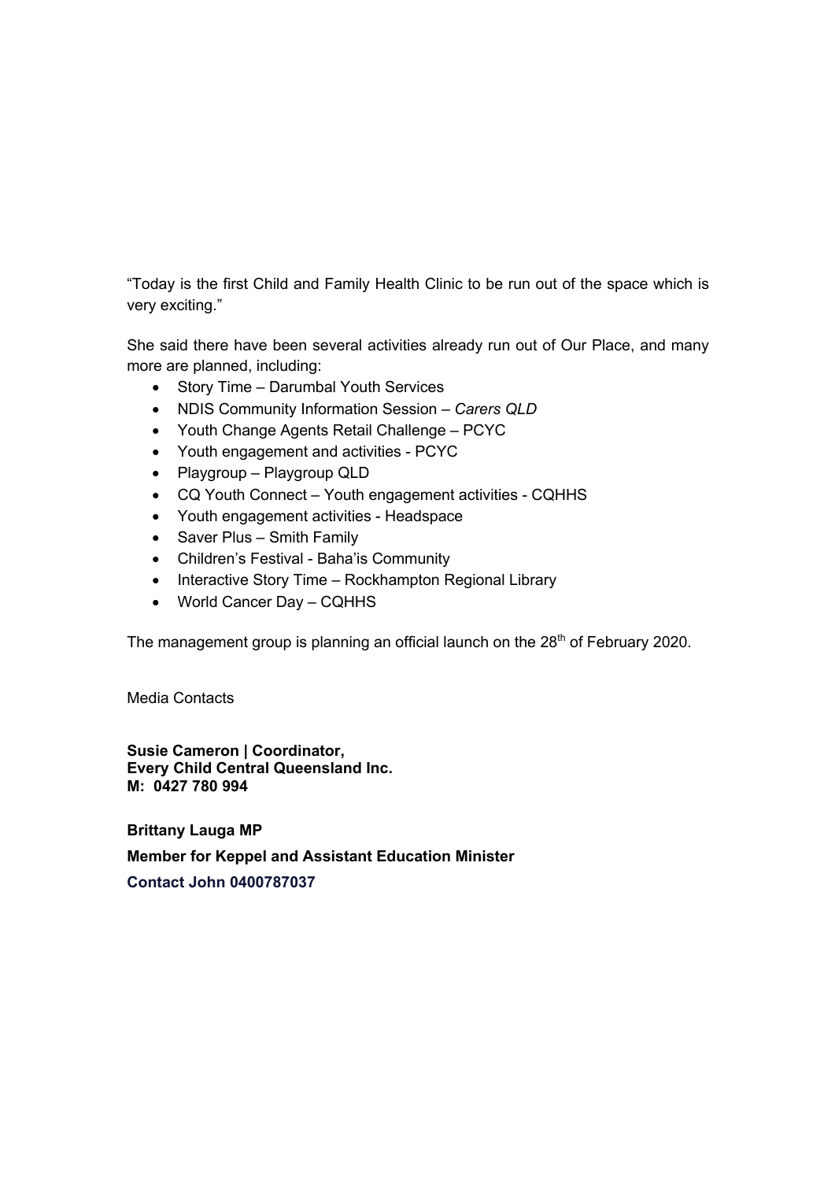"Today is the first Child and Family Health Clinic to be run out of the space which is very exciting."

She said there have been several activities already run out of Our Place, and many more are planned, including:

- Story Time – Darumbal Youth Services
- NDIS Community Information Session – *Carers QLD*
- Youth Change Agents Retail Challenge – PCYC
- Youth engagement and activities - PCYC
- Playgroup – Playgroup QLD
- CQ Youth Connect – Youth engagement activities - CQHHS
- Youth engagement activities - Headspace
- Saver Plus – Smith Family
- Children's Festival - Baha'is Community
- Interactive Story Time – Rockhampton Regional Library
- World Cancer Day – CQHHS

The management group is planning an official launch on the 28th of February 2020.

Media Contacts

**Susie Cameron | Coordinator,**
**Every Child Central Queensland Inc.**
**M: 0427 780 994**

**Brittany Lauga MP**

**Member for Keppel and Assistant Education Minister**

**Contact John 0400787037**